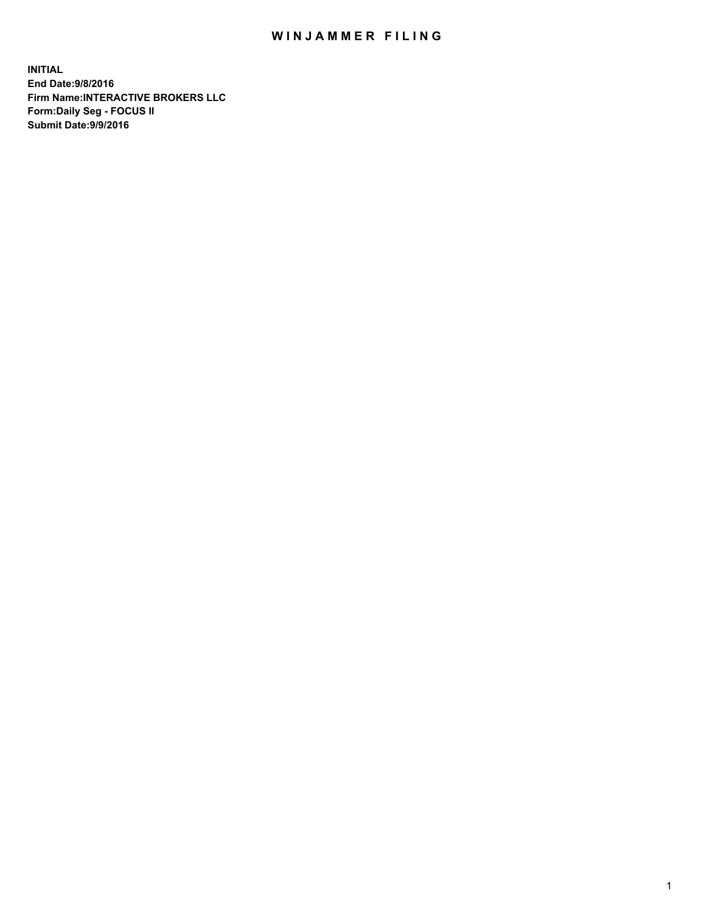# WINJAMMER FILING

**INITIAL**
**End Date:9/8/2016**
**Firm Name:INTERACTIVE BROKERS LLC**
**Form:Daily Seg - FOCUS II**
**Submit Date:9/9/2016**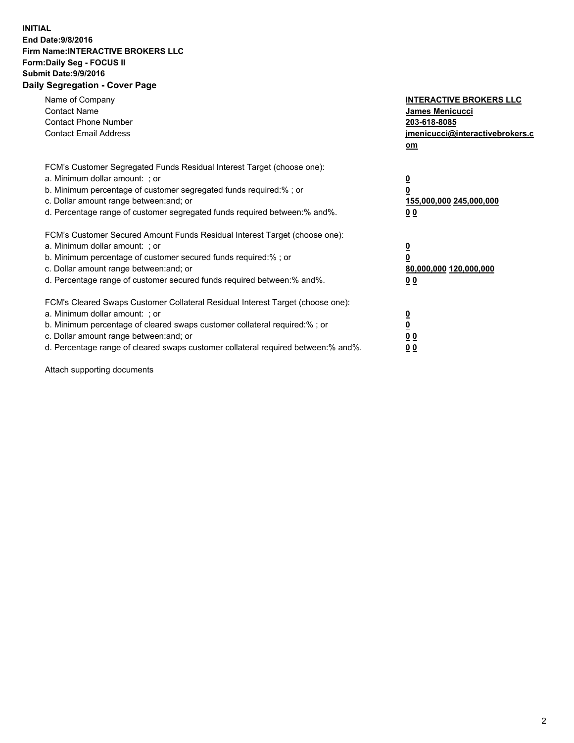**INITIAL**
**End Date:9/8/2016**
**Firm Name:INTERACTIVE BROKERS LLC**
**Form:Daily Seg - FOCUS II**
**Submit Date:9/9/2016**

## Daily Segregation - Cover Page

| | |
|---|---|
| Name of Company | **INTERACTIVE BROKERS LLC** |
| Contact Name | **James Menicucci** |
| Contact Phone Number | **203-618-8085** |
| Contact Email Address | **jmenicucci@interactivebrokers.com** |

| | |
|---|---|
| FCM's Customer Segregated Funds Residual Interest Target (choose one): | |
| a. Minimum dollar amount: ; or | **0** |
| b. Minimum percentage of customer segregated funds required:% ; or | **0** |
| c. Dollar amount range between:and; or | **155,000,000 245,000,000** |
| d. Percentage range of customer segregated funds required between:% and%. | **0 0** |
| FCM's Customer Secured Amount Funds Residual Interest Target (choose one): | |
| a. Minimum dollar amount: ; or | **0** |
| b. Minimum percentage of customer secured funds required:% ; or | **0** |
| c. Dollar amount range between:and; or | **80,000,000 120,000,000** |
| d. Percentage range of customer secured funds required between:% and%. | **0 0** |
| FCM's Cleared Swaps Customer Collateral Residual Interest Target (choose one): | |
| a. Minimum dollar amount: ; or | **0** |
| b. Minimum percentage of cleared swaps customer collateral required:% ; or | **0** |
| c. Dollar amount range between:and; or | **0 0** |
| d. Percentage range of cleared swaps customer collateral required between:% and%. | **0 0** |

Attach supporting documents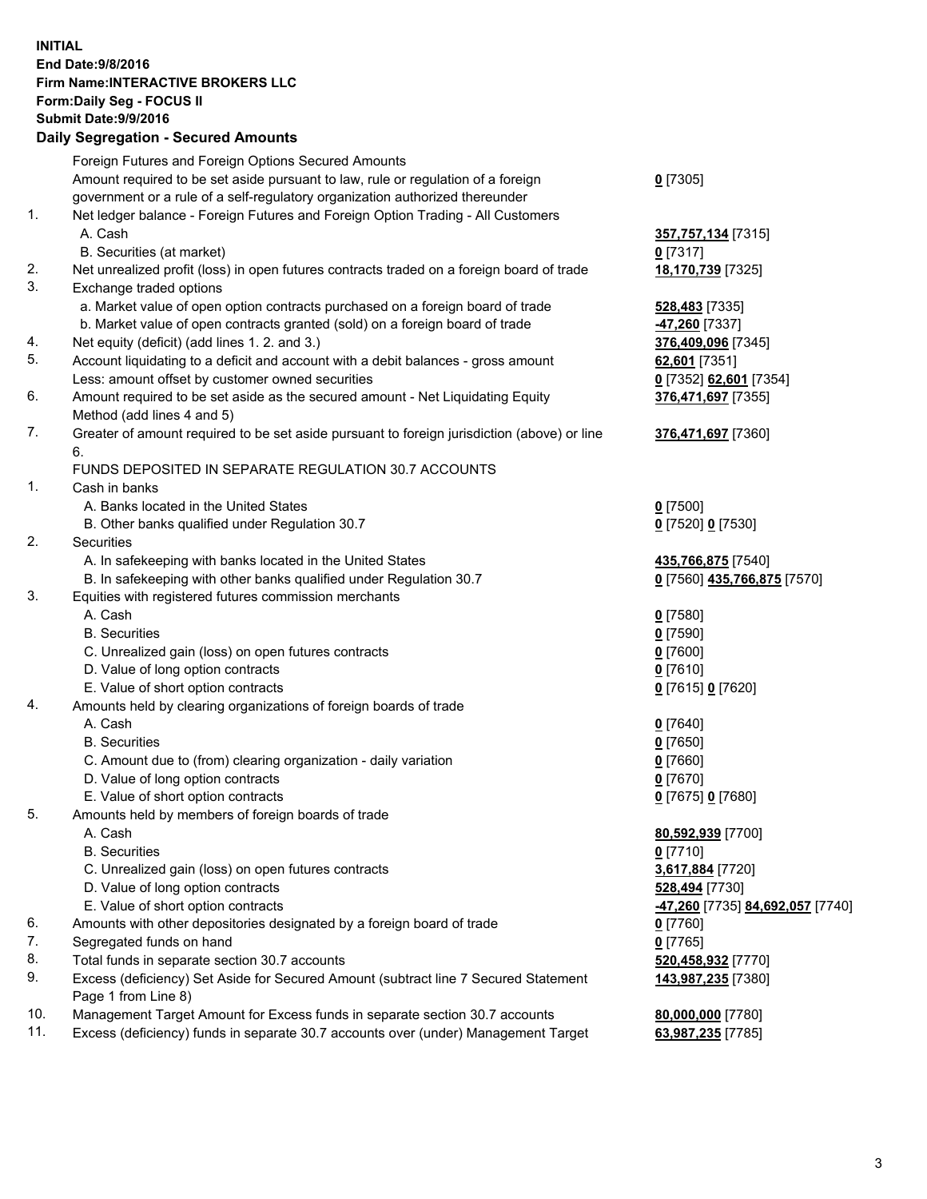**INITIAL**
**End Date:9/8/2016**
**Firm Name:INTERACTIVE BROKERS LLC**
**Form:Daily Seg - FOCUS II**
**Submit Date:9/9/2016**
**Daily Segregation - Secured Amounts**

| | | |
|---|---|---|
| | Foreign Futures and Foreign Options Secured Amounts | |
| | Amount required to be set aside pursuant to law, rule or regulation of a foreign government or a rule of a self-regulatory organization authorized thereunder | **0** [7305] |
| 1. | Net ledger balance - Foreign Futures and Foreign Option Trading - All Customers | |
| | A. Cash | **357,757,134** [7315] |
| | B. Securities (at market) | **0** [7317] |
| 2. | Net unrealized profit (loss) in open futures contracts traded on a foreign board of trade | **18,170,739** [7325] |
| 3. | Exchange traded options | |
| | a. Market value of open option contracts purchased on a foreign board of trade | **528,483** [7335] |
| | b. Market value of open contracts granted (sold) on a foreign board of trade | **-47,260** [7337] |
| 4. | Net equity (deficit) (add lines 1. 2. and 3.) | **376,409,096** [7345] |
| 5. | Account liquidating to a deficit and account with a debit balances - gross amount | **62,601** [7351] |
| | Less: amount offset by customer owned securities | **0** [7352] **62,601** [7354] |
| 6. | Amount required to be set aside as the secured amount - Net Liquidating Equity Method (add lines 4 and 5) | **376,471,697** [7355] |
| 7. | Greater of amount required to be set aside pursuant to foreign jurisdiction (above) or line 6. | **376,471,697** [7360] |
| | FUNDS DEPOSITED IN SEPARATE REGULATION 30.7 ACCOUNTS | |
| 1. | Cash in banks | |
| | A. Banks located in the United States | **0** [7500] |
| | B. Other banks qualified under Regulation 30.7 | **0** [7520] **0** [7530] |
| 2. | Securities | |
| | A. In safekeeping with banks located in the United States | **435,766,875** [7540] |
| | B. In safekeeping with other banks qualified under Regulation 30.7 | **0** [7560] **435,766,875** [7570] |
| 3. | Equities with registered futures commission merchants | |
| | A. Cash | **0** [7580] |
| | B. Securities | **0** [7590] |
| | C. Unrealized gain (loss) on open futures contracts | **0** [7600] |
| | D. Value of long option contracts | **0** [7610] |
| | E. Value of short option contracts | **0** [7615] **0** [7620] |
| 4. | Amounts held by clearing organizations of foreign boards of trade | |
| | A. Cash | **0** [7640] |
| | B. Securities | **0** [7650] |
| | C. Amount due to (from) clearing organization - daily variation | **0** [7660] |
| | D. Value of long option contracts | **0** [7670] |
| | E. Value of short option contracts | **0** [7675] **0** [7680] |
| 5. | Amounts held by members of foreign boards of trade | |
| | A. Cash | **80,592,939** [7700] |
| | B. Securities | **0** [7710] |
| | C. Unrealized gain (loss) on open futures contracts | **3,617,884** [7720] |
| | D. Value of long option contracts | **528,494** [7730] |
| | E. Value of short option contracts | **-47,260** [7735] **84,692,057** [7740] |
| 6. | Amounts with other depositories designated by a foreign board of trade | **0** [7760] |
| 7. | Segregated funds on hand | **0** [7765] |
| 8. | Total funds in separate section 30.7 accounts | **520,458,932** [7770] |
| 9. | Excess (deficiency) Set Aside for Secured Amount (subtract line 7 Secured Statement Page 1 from Line 8) | **143,987,235** [7380] |
| 10. | Management Target Amount for Excess funds in separate section 30.7 accounts | **80,000,000** [7780] |
| 11. | Excess (deficiency) funds in separate 30.7 accounts over (under) Management Target | **63,987,235** [7785] |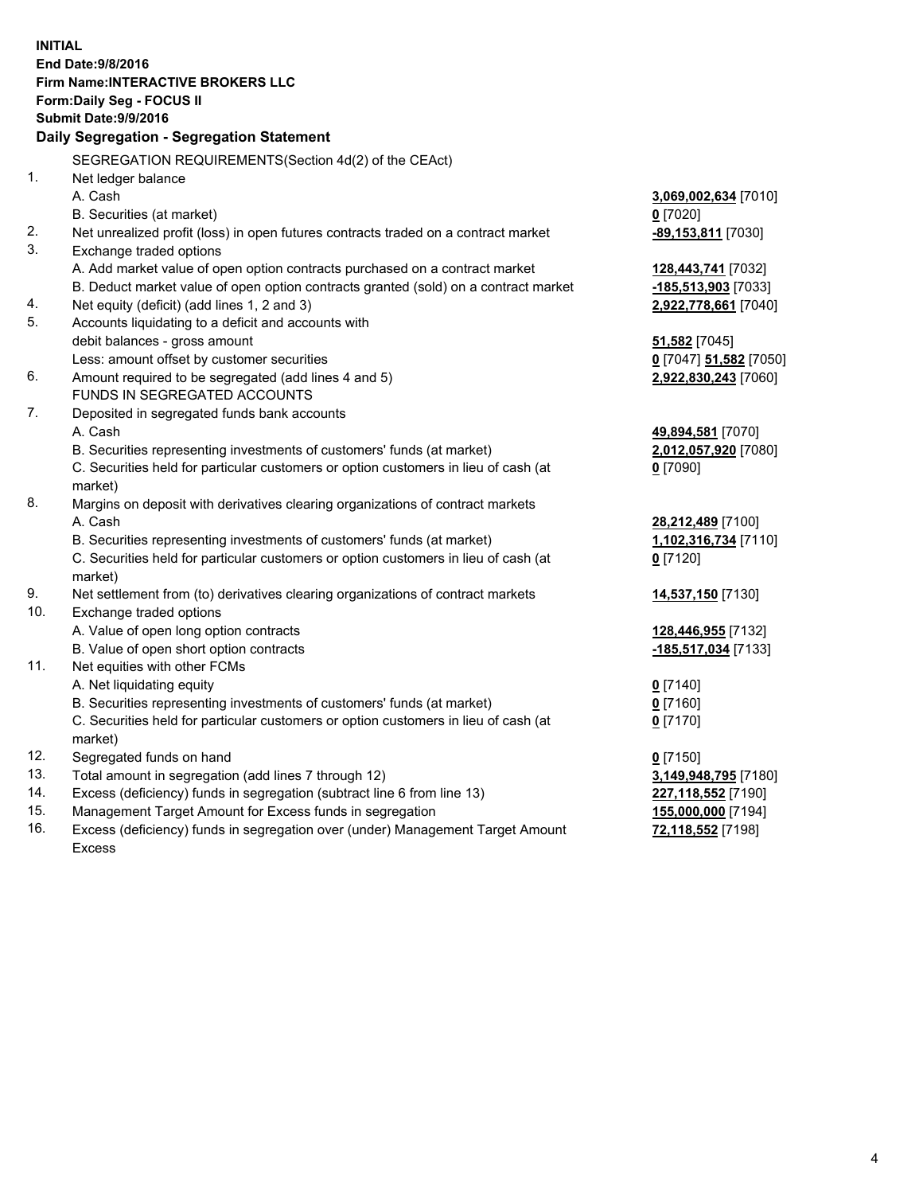**INITIAL**
**End Date:9/8/2016**
**Firm Name:INTERACTIVE BROKERS LLC**
**Form:Daily Seg - FOCUS II**
**Submit Date:9/9/2016**

## Daily Segregation - Segregation Statement

SEGREGATION REQUIREMENTS(Section 4d(2) of the CEAct)

| | | |
|---|---|---|
| 1. | Net ledger balance | |
| | A. Cash | **3,069,002,634** [7010] |
| | B. Securities (at market) | **0** [7020] |
| 2. | Net unrealized profit (loss) in open futures contracts traded on a contract market | **-89,153,811** [7030] |
| 3. | Exchange traded options | |
| | A. Add market value of open option contracts purchased on a contract market | **128,443,741** [7032] |
| | B. Deduct market value of open option contracts granted (sold) on a contract market | **-185,513,903** [7033] |
| 4. | Net equity (deficit) (add lines 1, 2 and 3) | **2,922,778,661** [7040] |
| 5. | Accounts liquidating to a deficit and accounts with debit balances - gross amount | **51,582** [7045] |
| | Less: amount offset by customer securities | **0** [7047] **51,582** [7050] |
| 6. | Amount required to be segregated (add lines 4 and 5) | **2,922,830,243** [7060] |
| | FUNDS IN SEGREGATED ACCOUNTS | |
| 7. | Deposited in segregated funds bank accounts | |
| | A. Cash | **49,894,581** [7070] |
| | B. Securities representing investments of customers' funds (at market) | **2,012,057,920** [7080] |
| | C. Securities held for particular customers or option customers in lieu of cash (at market) | **0** [7090] |
| 8. | Margins on deposit with derivatives clearing organizations of contract markets | |
| | A. Cash | **28,212,489** [7100] |
| | B. Securities representing investments of customers' funds (at market) | **1,102,316,734** [7110] |
| | C. Securities held for particular customers or option customers in lieu of cash (at market) | **0** [7120] |
| 9. | Net settlement from (to) derivatives clearing organizations of contract markets | **14,537,150** [7130] |
| 10. | Exchange traded options | |
| | A. Value of open long option contracts | **128,446,955** [7132] |
| | B. Value of open short option contracts | **-185,517,034** [7133] |
| 11. | Net equities with other FCMs | |
| | A. Net liquidating equity | **0** [7140] |
| | B. Securities representing investments of customers' funds (at market) | **0** [7160] |
| | C. Securities held for particular customers or option customers in lieu of cash (at market) | **0** [7170] |
| 12. | Segregated funds on hand | **0** [7150] |
| 13. | Total amount in segregation (add lines 7 through 12) | **3,149,948,795** [7180] |
| 14. | Excess (deficiency) funds in segregation (subtract line 6 from line 13) | **227,118,552** [7190] |
| 15. | Management Target Amount for Excess funds in segregation | **155,000,000** [7194] |
| 16. | Excess (deficiency) funds in segregation over (under) Management Target Amount Excess | **72,118,552** [7198] |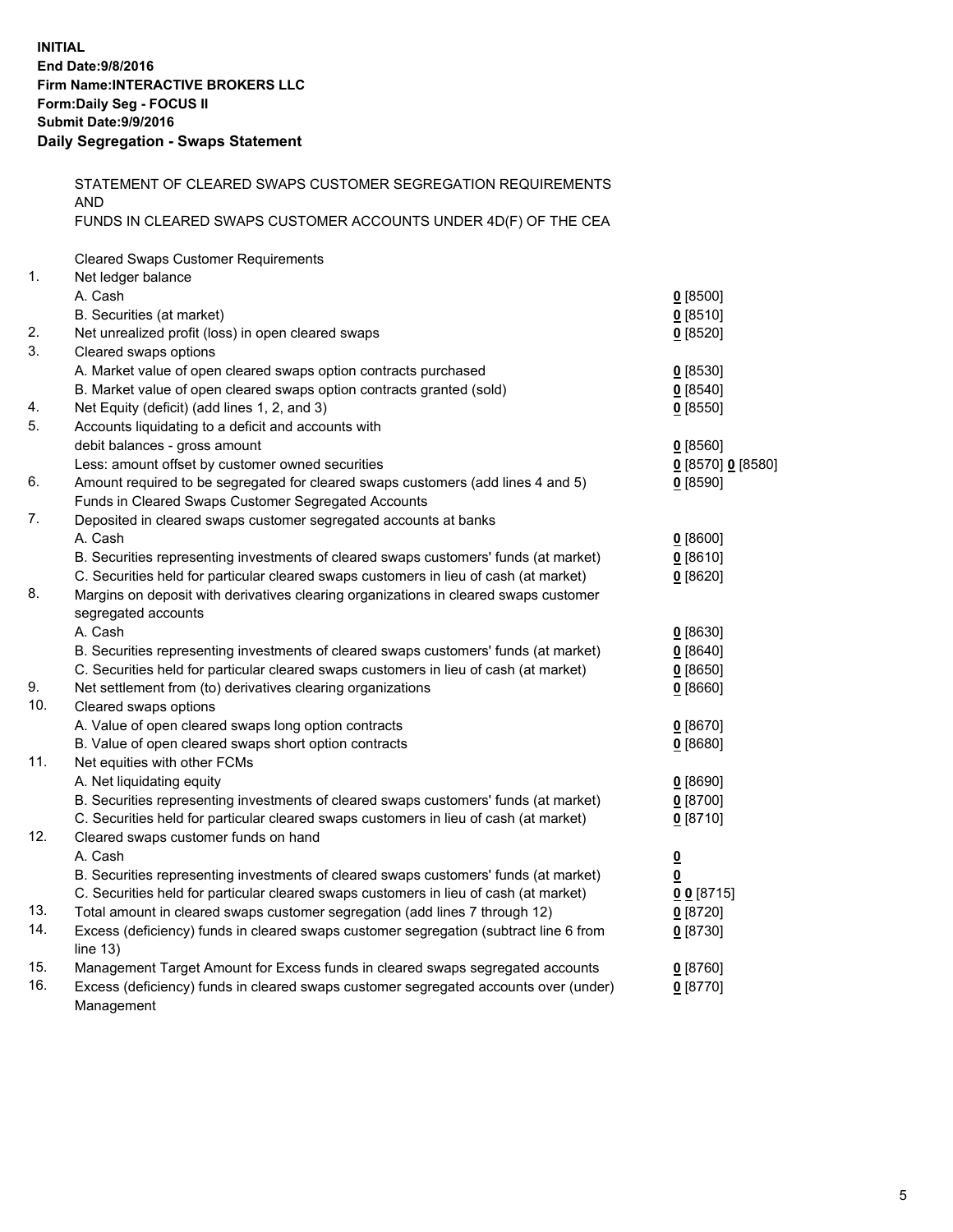**INITIAL**
**End Date:9/8/2016**
**Firm Name:INTERACTIVE BROKERS LLC**
**Form:Daily Seg - FOCUS II**
**Submit Date:9/9/2016**
**Daily Segregation - Swaps Statement**

STATEMENT OF CLEARED SWAPS CUSTOMER SEGREGATION REQUIREMENTS
AND
FUNDS IN CLEARED SWAPS CUSTOMER ACCOUNTS UNDER 4D(F) OF THE CEA

| | | |
|---|---|---|
| | Cleared Swaps Customer Requirements | |
| 1. | Net ledger balance | |
| | A. Cash | 0 [8500] |
| | B. Securities (at market) | 0 [8510] |
| 2. | Net unrealized profit (loss) in open cleared swaps | 0 [8520] |
| 3. | Cleared swaps options | |
| | A. Market value of open cleared swaps option contracts purchased | 0 [8530] |
| | B. Market value of open cleared swaps option contracts granted (sold) | 0 [8540] |
| 4. | Net Equity (deficit) (add lines 1, 2, and 3) | 0 [8550] |
| 5. | Accounts liquidating to a deficit and accounts with | |
| | debit balances - gross amount | 0 [8560] |
| | Less: amount offset by customer owned securities | 0 [8570] 0 [8580] |
| 6. | Amount required to be segregated for cleared swaps customers (add lines 4 and 5) | 0 [8590] |
| | Funds in Cleared Swaps Customer Segregated Accounts | |
| 7. | Deposited in cleared swaps customer segregated accounts at banks | |
| | A. Cash | 0 [8600] |
| | B. Securities representing investments of cleared swaps customers' funds (at market) | 0 [8610] |
| | C. Securities held for particular cleared swaps customers in lieu of cash (at market) | 0 [8620] |
| 8. | Margins on deposit with derivatives clearing organizations in cleared swaps customer segregated accounts | |
| | A. Cash | 0 [8630] |
| | B. Securities representing investments of cleared swaps customers' funds (at market) | 0 [8640] |
| | C. Securities held for particular cleared swaps customers in lieu of cash (at market) | 0 [8650] |
| 9. | Net settlement from (to) derivatives clearing organizations | 0 [8660] |
| 10. | Cleared swaps options | |
| | A. Value of open cleared swaps long option contracts | 0 [8670] |
| | B. Value of open cleared swaps short option contracts | 0 [8680] |
| 11. | Net equities with other FCMs | |
| | A. Net liquidating equity | 0 [8690] |
| | B. Securities representing investments of cleared swaps customers' funds (at market) | 0 [8700] |
| | C. Securities held for particular cleared swaps customers in lieu of cash (at market) | 0 [8710] |
| 12. | Cleared swaps customer funds on hand | |
| | A. Cash | 0 |
| | B. Securities representing investments of cleared swaps customers' funds (at market) | 0 |
| | C. Securities held for particular cleared swaps customers in lieu of cash (at market) | 0 0 [8715] |
| 13. | Total amount in cleared swaps customer segregation (add lines 7 through 12) | 0 [8720] |
| 14. | Excess (deficiency) funds in cleared swaps customer segregation (subtract line 6 from line 13) | 0 [8730] |
| 15. | Management Target Amount for Excess funds in cleared swaps segregated accounts | 0 [8760] |
| 16. | Excess (deficiency) funds in cleared swaps customer segregated accounts over (under) Management | 0 [8770] |